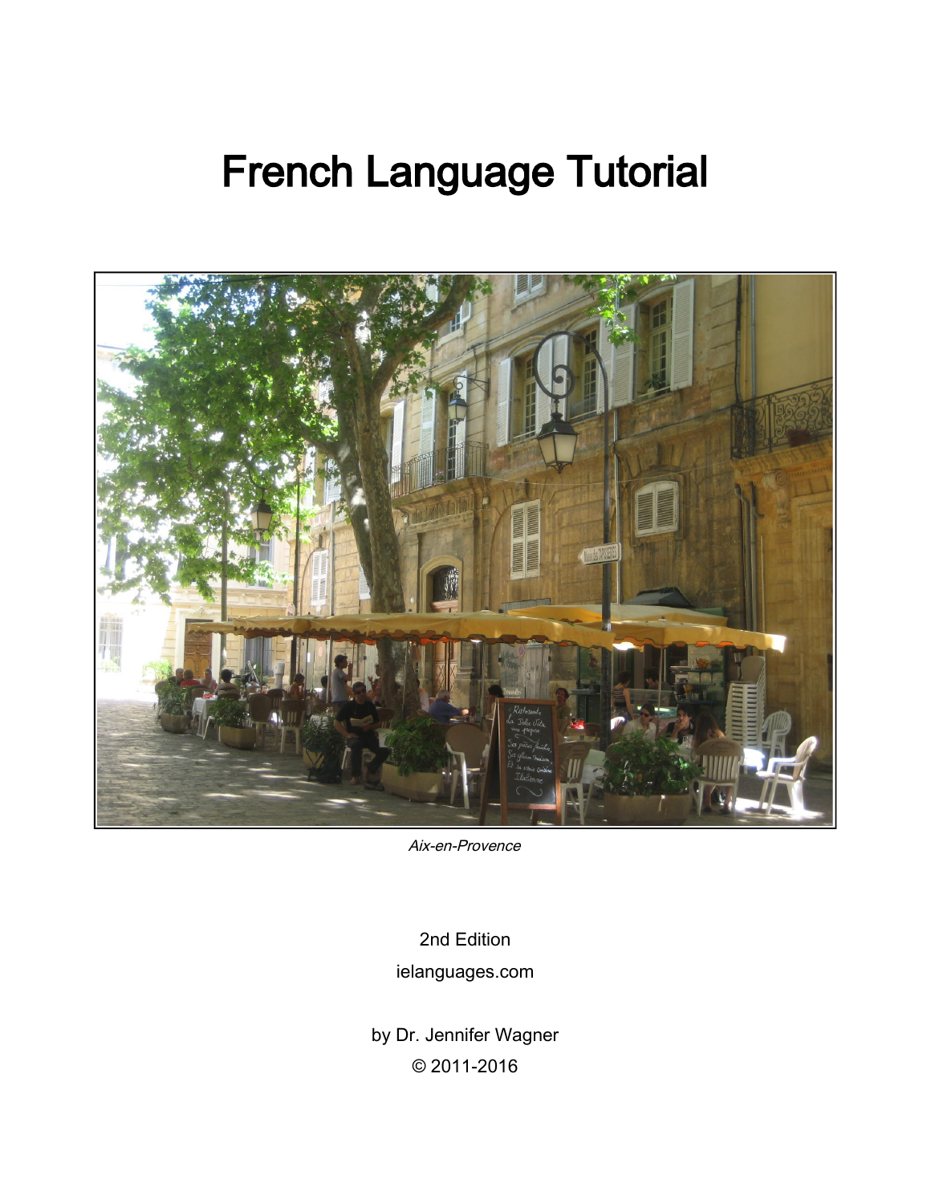# French Language Tutorial

*Aix-en-Provence*

2nd Edition

ielanguages.com

by Dr. Jennifer Wagner

© 2011-2016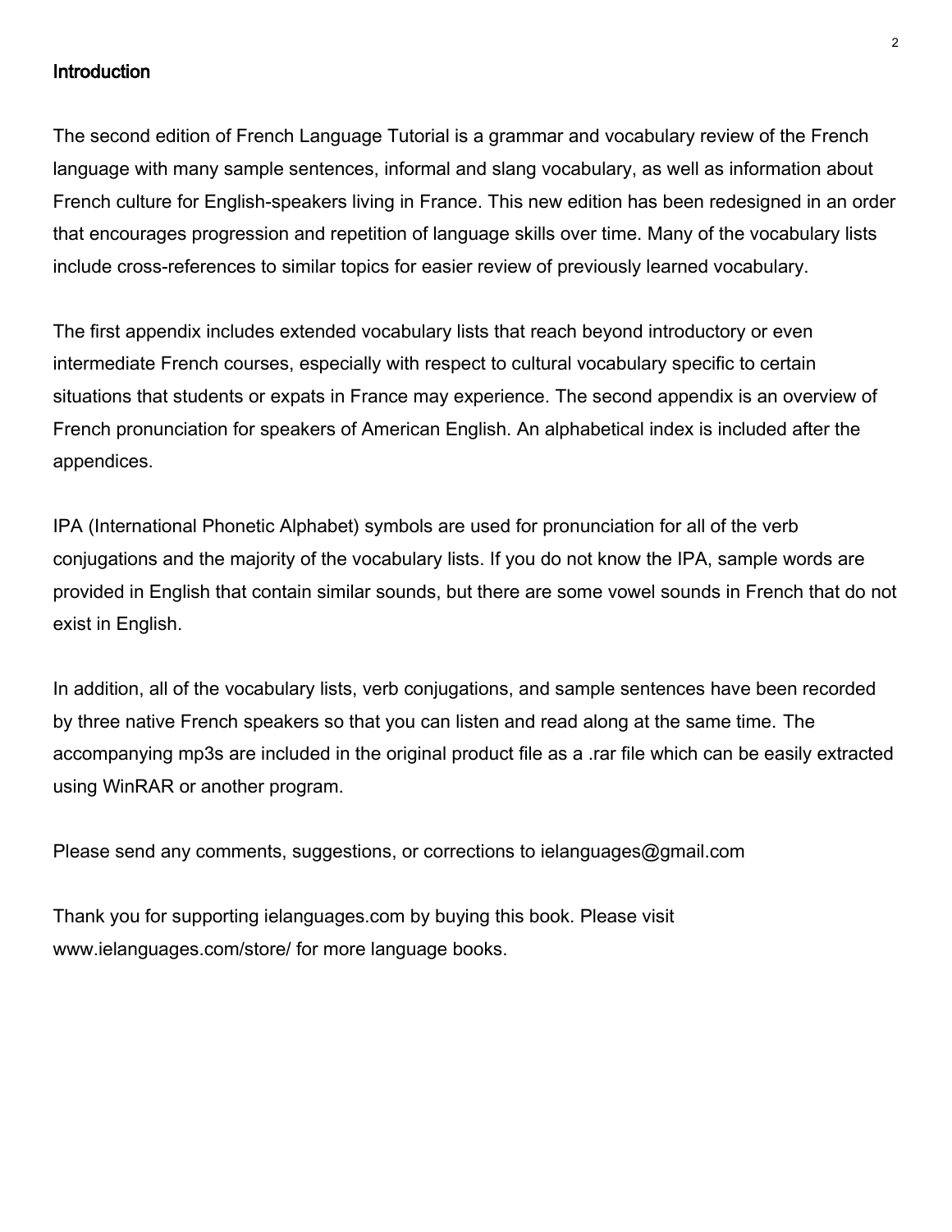## Introduction

The second edition of French Language Tutorial is a grammar and vocabulary review of the French language with many sample sentences, informal and slang vocabulary, as well as information about French culture for English-speakers living in France. This new edition has been redesigned in an order that encourages progression and repetition of language skills over time. Many of the vocabulary lists include cross-references to similar topics for easier review of previously learned vocabulary.

The first appendix includes extended vocabulary lists that reach beyond introductory or even intermediate French courses, especially with respect to cultural vocabulary specific to certain situations that students or expats in France may experience. The second appendix is an overview of French pronunciation for speakers of American English. An alphabetical index is included after the appendices.

IPA (International Phonetic Alphabet) symbols are used for pronunciation for all of the verb conjugations and the majority of the vocabulary lists. If you do not know the IPA, sample words are provided in English that contain similar sounds, but there are some vowel sounds in French that do not exist in English.

In addition, all of the vocabulary lists, verb conjugations, and sample sentences have been recorded by three native French speakers so that you can listen and read along at the same time. The accompanying mp3s are included in the original product file as a .rar file which can be easily extracted using WinRAR or another program.

Please send any comments, suggestions, or corrections to ielanguages@gmail.com

Thank you for supporting ielanguages.com by buying this book. Please visit www.ielanguages.com/store/ for more language books.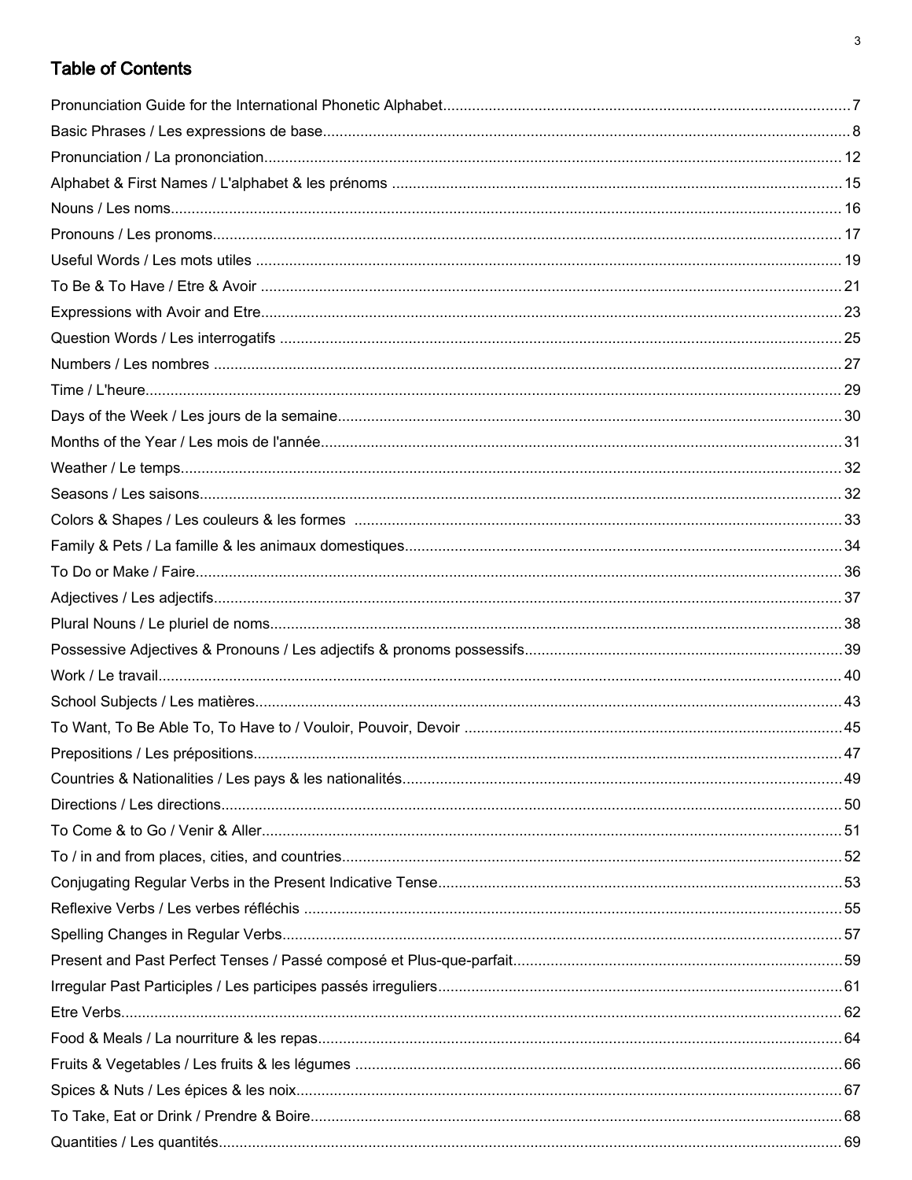# Table of Contents

Pronunciation Guide for the International Phonetic Alphabet....................7
Basic Phrases / Les expressions de base....................8
Pronunciation / La prononciation....................12
Alphabet & First Names / L'alphabet & les prénoms....................15
Nouns / Les noms....................16
Pronouns / Les pronoms....................17
Useful Words / Les mots utiles....................19
To Be & To Have / Etre & Avoir....................21
Expressions with Avoir and Etre....................23
Question Words / Les interrogatifs....................25
Numbers / Les nombres....................27
Time / L'heure....................29
Days of the Week / Les jours de la semaine....................30
Months of the Year / Les mois de l'année....................31
Weather / Le temps....................32
Seasons / Les saisons....................32
Colors & Shapes / Les couleurs & les formes....................33
Family & Pets / La famille & les animaux domestiques....................34
To Do or Make / Faire....................36
Adjectives / Les adjectifs....................37
Plural Nouns / Le pluriel de noms....................38
Possessive Adjectives & Pronouns / Les adjectifs & pronoms possessifs....................39
Work / Le travail....................40
School Subjects / Les matières....................43
To Want, To Be Able To, To Have to / Vouloir, Pouvoir, Devoir....................45
Prepositions / Les prépositions....................47
Countries & Nationalities / Les pays & les nationalités....................49
Directions / Les directions....................50
To Come & to Go / Venir & Aller....................51
To / in and from places, cities, and countries....................52
Conjugating Regular Verbs in the Present Indicative Tense....................53
Reflexive Verbs / Les verbes réfléchis....................55
Spelling Changes in Regular Verbs....................57
Present and Past Perfect Tenses / Passé composé et Plus-que-parfait....................59
Irregular Past Participles / Les participes passés irreguliers....................61
Etre Verbs....................62
Food & Meals / La nourriture & les repas....................64
Fruits & Vegetables / Les fruits & les légumes....................66
Spices & Nuts / Les épices & les noix....................67
To Take, Eat or Drink / Prendre & Boire....................68
Quantities / Les quantités....................69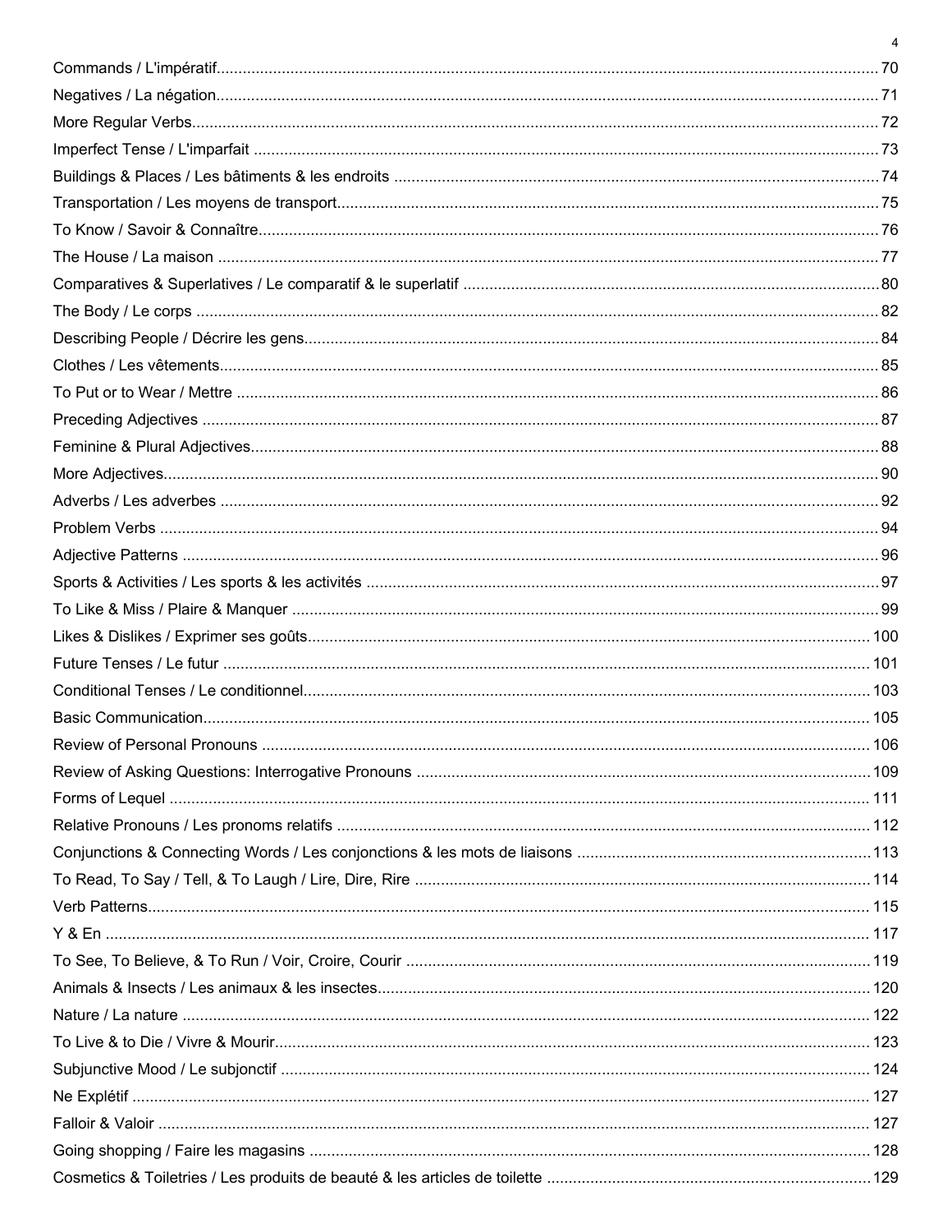Commands / L'impératif....................................................................................................................................70
Negatives / La négation....................................................................................................................................71
More Regular Verbs..........................................................................................................................................72
Imperfect Tense / L'imparfait ..........................................................................................................................73
Buildings & Places / Les bâtiments & les endroits .........................................................................................74
Transportation / Les moyens de transport......................................................................................................75
To Know / Savoir & Connaître.........................................................................................................................76
The House / La maison ...................................................................................................................................77
Comparatives & Superlatives / Le comparatif & le superlatif .........................................................................80
The Body / Le corps .........................................................................................................................................82
Describing People / Décrire les gens...............................................................................................................84
Clothes / Les vêtements...................................................................................................................................85
To Put or to Wear / Mettre ...............................................................................................................................86
Preceding Adjectives .......................................................................................................................................87
Feminine & Plural Adjectives...........................................................................................................................88
More Adjectives................................................................................................................................................90
Adverbs / Les adverbes ...................................................................................................................................92
Problem Verbs .................................................................................................................................................94
Adjective Patterns ............................................................................................................................................96
Sports & Activities / Les sports & les activités ...............................................................................................97
To Like & Miss / Plaire & Manquer .................................................................................................................99
Likes & Dislikes / Exprimer ses goûts............................................................................................................100
Future Tenses / Le futur .................................................................................................................................101
Conditional Tenses / Le conditionnel.............................................................................................................103
Basic Communication.....................................................................................................................................105
Review of Personal Pronouns .......................................................................................................................106
Review of Asking Questions: Interrogative Pronouns ..................................................................................109
Forms of Lequel .............................................................................................................................................111
Relative Pronouns / Les pronoms relatifs .....................................................................................................112
Conjunctions & Connecting Words / Les conjonctions & les mots de liaisons .............................................113
To Read, To Say / Tell, & To Laugh / Lire, Dire, Rire ...................................................................................114
Verb Patterns..................................................................................................................................................115
Y & En ............................................................................................................................................................117
To See, To Believe, & To Run / Voir, Croire, Courir ......................................................................................119
Animals & Insects / Les animaux & les insectes...........................................................................................120
Nature / La nature ..........................................................................................................................................122
To Live & to Die / Vivre & Mourir....................................................................................................................123
Subjunctive Mood / Le subjonctif ...................................................................................................................124
Ne Explétif ......................................................................................................................................................127
Falloir & Valoir ................................................................................................................................................127
Going shopping / Faire les magasins ............................................................................................................128
Cosmetics & Toiletries / Les produits de beauté & les articles de toilette .....................................................129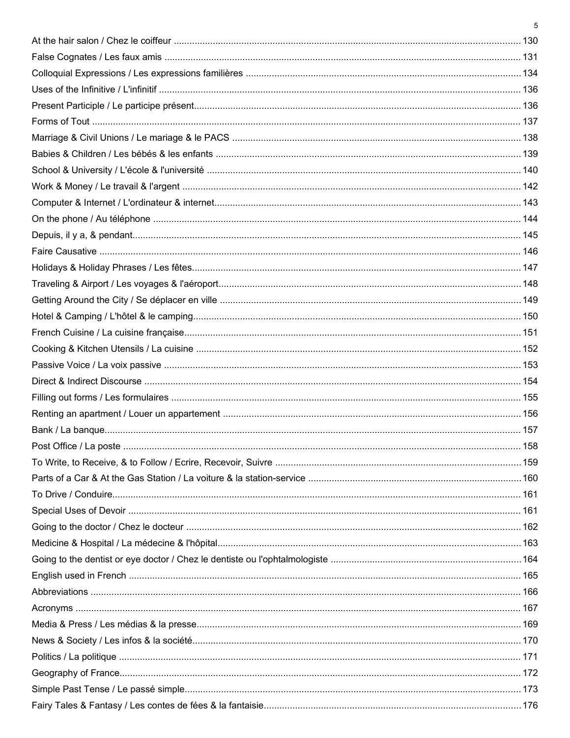At the hair salon / Chez le coiffeur .......... 130
False Cognates / Les faux amis .......... 131
Colloquial Expressions / Les expressions familières .......... 134
Uses of the Infinitive / L'infinitif .......... 136
Present Participle / Le participe présent .......... 136
Forms of Tout .......... 137
Marriage & Civil Unions / Le mariage & le PACS .......... 138
Babies & Children / Les bébés & les enfants .......... 139
School & University / L'école & l'université .......... 140
Work & Money / Le travail & l'argent .......... 142
Computer & Internet / L'ordinateur & internet .......... 143
On the phone / Au téléphone .......... 144
Depuis, il y a, & pendant .......... 145
Faire Causative .......... 146
Holidays & Holiday Phrases / Les fêtes .......... 147
Traveling & Airport / Les voyages & l'aéroport .......... 148
Getting Around the City / Se déplacer en ville .......... 149
Hotel & Camping / L'hôtel & le camping .......... 150
French Cuisine / La cuisine française .......... 151
Cooking & Kitchen Utensils / La cuisine .......... 152
Passive Voice / La voix passive .......... 153
Direct & Indirect Discourse .......... 154
Filling out forms / Les formulaires .......... 155
Renting an apartment / Louer un appartement .......... 156
Bank / La banque .......... 157
Post Office / La poste .......... 158
To Write, to Receive, & to Follow / Ecrire, Recevoir, Suivre .......... 159
Parts of a Car & At the Gas Station / La voiture & la station-service .......... 160
To Drive / Conduire .......... 161
Special Uses of Devoir .......... 161
Going to the doctor / Chez le docteur .......... 162
Medicine & Hospital / La médecine & l'hôpital .......... 163
Going to the dentist or eye doctor / Chez le dentiste ou l'ophtalmologiste .......... 164
English used in French .......... 165
Abbreviations .......... 166
Acronyms .......... 167
Media & Press / Les médias & la presse .......... 169
News & Society / Les infos & la société .......... 170
Politics / La politique .......... 171
Geography of France .......... 172
Simple Past Tense / Le passé simple .......... 173
Fairy Tales & Fantasy / Les contes de fées & la fantaisie .......... 176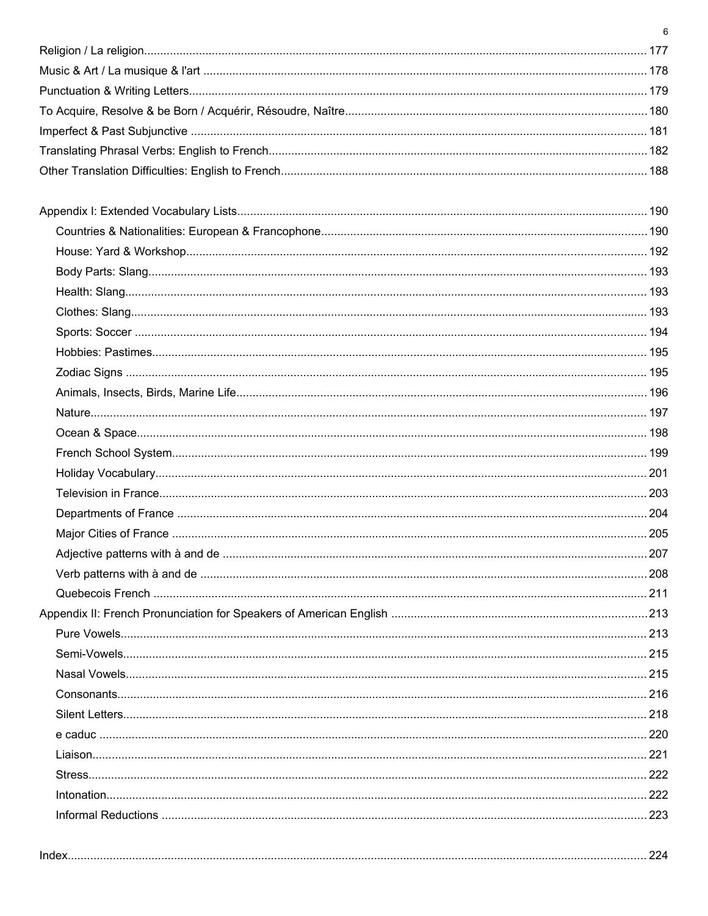Religion / La religion ........ 177
Music & Art / La musique & l'art ........ 178
Punctuation & Writing Letters ........ 179
To Acquire, Resolve & be Born / Acquérir, Résoudre, Naître ........ 180
Imperfect & Past Subjunctive ........ 181
Translating Phrasal Verbs: English to French ........ 182
Other Translation Difficulties: English to French ........ 188

Appendix I: Extended Vocabulary Lists ........ 190
- Countries & Nationalities: European & Francophone ........ 190
- House: Yard & Workshop ........ 192
- Body Parts: Slang ........ 193
- Health: Slang ........ 193
- Clothes: Slang ........ 193
- Sports: Soccer ........ 194
- Hobbies: Pastimes ........ 195
- Zodiac Signs ........ 195
- Animals, Insects, Birds, Marine Life ........ 196
- Nature ........ 197
- Ocean & Space ........ 198
- French School System ........ 199
- Holiday Vocabulary ........ 201
- Television in France ........ 203
- Departments of France ........ 204
- Major Cities of France ........ 205
- Adjective patterns with à and de ........ 207
- Verb patterns with à and de ........ 208
- Quebecois French ........ 211

Appendix II: French Pronunciation for Speakers of American English ........ 213
- Pure Vowels ........ 213
- Semi-Vowels ........ 215
- Nasal Vowels ........ 215
- Consonants ........ 216
- Silent Letters ........ 218
- e caduc ........ 220
- Liaison ........ 221
- Stress ........ 222
- Intonation ........ 222
- Informal Reductions ........ 223

Index ........ 224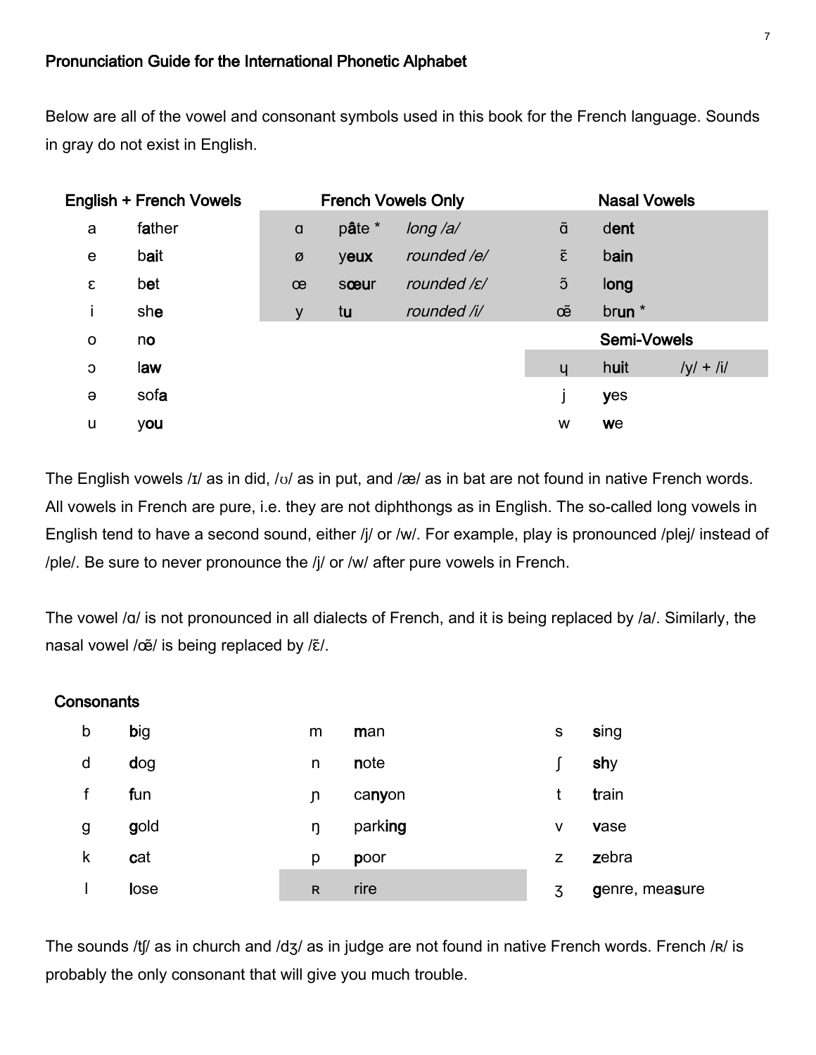## Pronunciation Guide for the International Phonetic Alphabet

Below are all of the vowel and consonant symbols used in this book for the French language. Sounds in gray do not exist in English.

| English + French Vowels | | French Vowels Only | | | Nasal Vowels | | |
|---|---|---|---|---|---|---|---|
| a | f**a**ther | ɑ | p**â**te * | *long /a/* | ɑ̃ | d**ent** | |
| e | b**ai**t | ø | y**eux** | *rounded /e/* | ɛ̃ | b**ain** | |
| ɛ | b**e**t | œ | s**œu**r | *rounded /ɛ/* | ɔ̃ | l**ong** | |
| i | sh**e** | y | t**u** | *rounded /i/* | œ̃ | br**un** * | |
| o | n**o** | | | | **Semi-Vowels** | | |
| ɔ | l**aw** | | | | ɥ | h**ui**t | /y/ + /i/ |
| ə | sof**a** | | | | j | **y**es | |
| u | y**ou** | | | | w | **w**e | |

The English vowels /ɪ/ as in did, /ʊ/ as in put, and /æ/ as in bat are not found in native French words. All vowels in French are pure, i.e. they are not diphthongs as in English. The so-called long vowels in English tend to have a second sound, either /j/ or /w/. For example, play is pronounced /plej/ instead of /ple/. Be sure to never pronounce the /j/ or /w/ after pure vowels in French.

The vowel /ɑ/ is not pronounced in all dialects of French, and it is being replaced by /a/. Similarly, the nasal vowel /œ̃/ is being replaced by /ɛ̃/.

### Consonants

| | | | | | |
|---|---|---|---|---|---|
| b | **b**ig | m | **m**an | s | **s**ing |
| d | **d**og | n | **n**ote | ʃ | **sh**y |
| f | **f**un | ɲ | ca**ny**on | t | **t**rain |
| g | **g**old | ŋ | park**ing** | v | **v**ase |
| k | **c**at | p | **p**oor | z | **z**ebra |
| l | **l**ose | ʀ | rire | ʒ | **g**enre, mea**s**ure |

The sounds /tʃ/ as in church and /dʒ/ as in judge are not found in native French words. French /ʀ/ is probably the only consonant that will give you much trouble.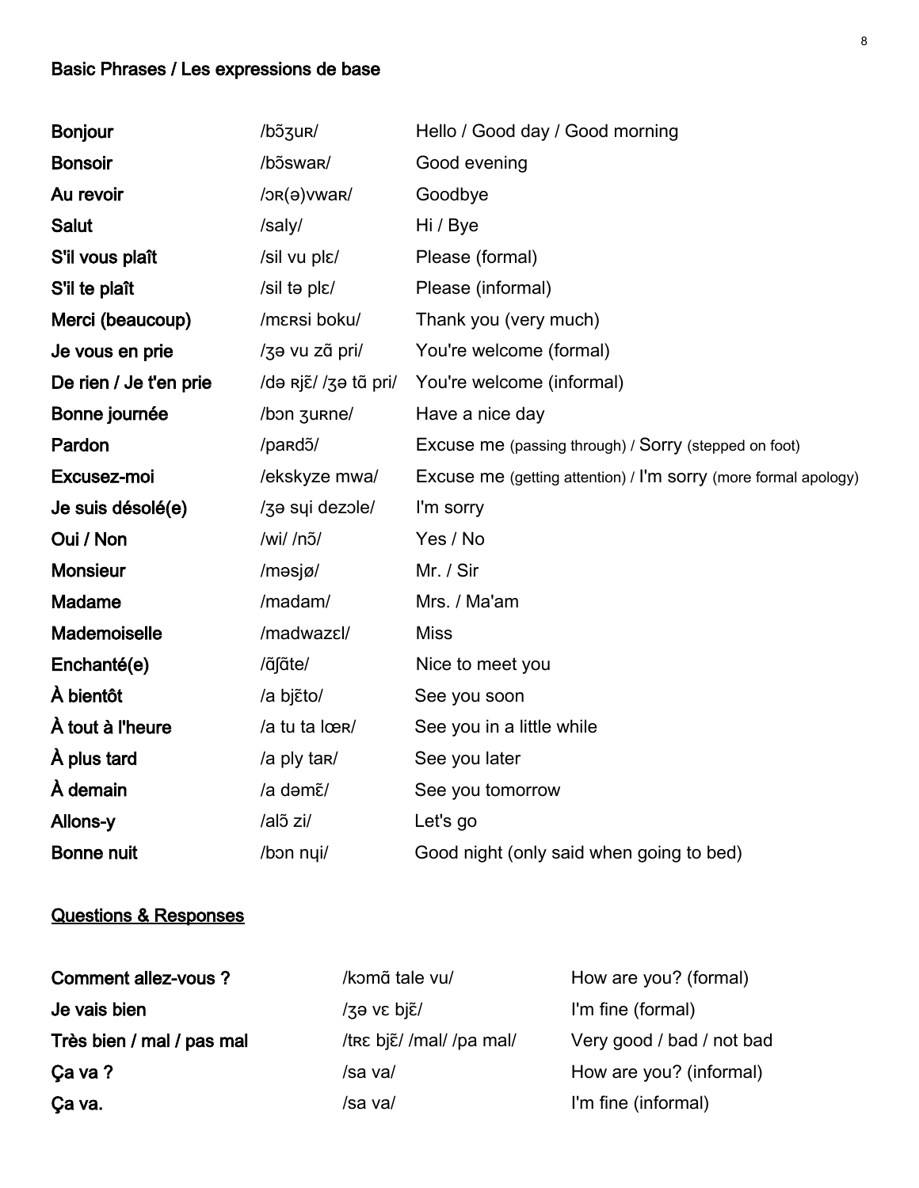## Basic Phrases / Les expressions de base

| | | |
|---|---|---|
| **Bonjour** | /bɔ̃ʒuʀ/ | Hello / Good day / Good morning |
| **Bonsoir** | /bɔ̃swaʀ/ | Good evening |
| **Au revoir** | /ɔʀ(ə)vwaʀ/ | Goodbye |
| **Salut** | /saly/ | Hi / Bye |
| **S'il vous plaît** | /sil vu plɛ/ | Please (formal) |
| **S'il te plaît** | /sil tə plɛ/ | Please (informal) |
| **Merci (beaucoup)** | /mɛʀsi boku/ | Thank you (very much) |
| **Je vous en prie** | /ʒə vu zɑ̃ pri/ | You're welcome (formal) |
| **De rien / Je t'en prie** | /də ʀjɛ̃/ /ʒə tɑ̃ pri/ | You're welcome (informal) |
| **Bonne journée** | /bɔn ʒuʀne/ | Have a nice day |
| **Pardon** | /paʀdɔ̃/ | Excuse me (passing through) / Sorry (stepped on foot) |
| **Excusez-moi** | /ekskyze mwa/ | Excuse me (getting attention) / I'm sorry (more formal apology) |
| **Je suis désolé(e)** | /ʒə sɥi dezɔle/ | I'm sorry |
| **Oui / Non** | /wi/ /nɔ̃/ | Yes / No |
| **Monsieur** | /məsjø/ | Mr. / Sir |
| **Madame** | /madam/ | Mrs. / Ma'am |
| **Mademoiselle** | /madwazɛl/ | Miss |
| **Enchanté(e)** | /ɑ̃ʃɑ̃te/ | Nice to meet you |
| **À bientôt** | /a bjɛ̃to/ | See you soon |
| **À tout à l'heure** | /a tu ta lœʀ/ | See you in a little while |
| **À plus tard** | /a ply taʀ/ | See you later |
| **À demain** | /a dəmɛ̃/ | See you tomorrow |
| **Allons-y** | /alɔ̃ zi/ | Let's go |
| **Bonne nuit** | /bɔn nɥi/ | Good night (only said when going to bed) |

### Questions & Responses

| | | |
|---|---|---|
| **Comment allez-vous ?** | /kɔmɑ̃ tale vu/ | How are you? (formal) |
| **Je vais bien** | /ʒə vɛ bjɛ̃/ | I'm fine (formal) |
| **Très bien / mal / pas mal** | /tʀɛ bjɛ̃/ /mal/ /pa mal/ | Very good / bad / not bad |
| **Ça va ?** | /sa va/ | How are you? (informal) |
| **Ça va.** | /sa va/ | I'm fine (informal) |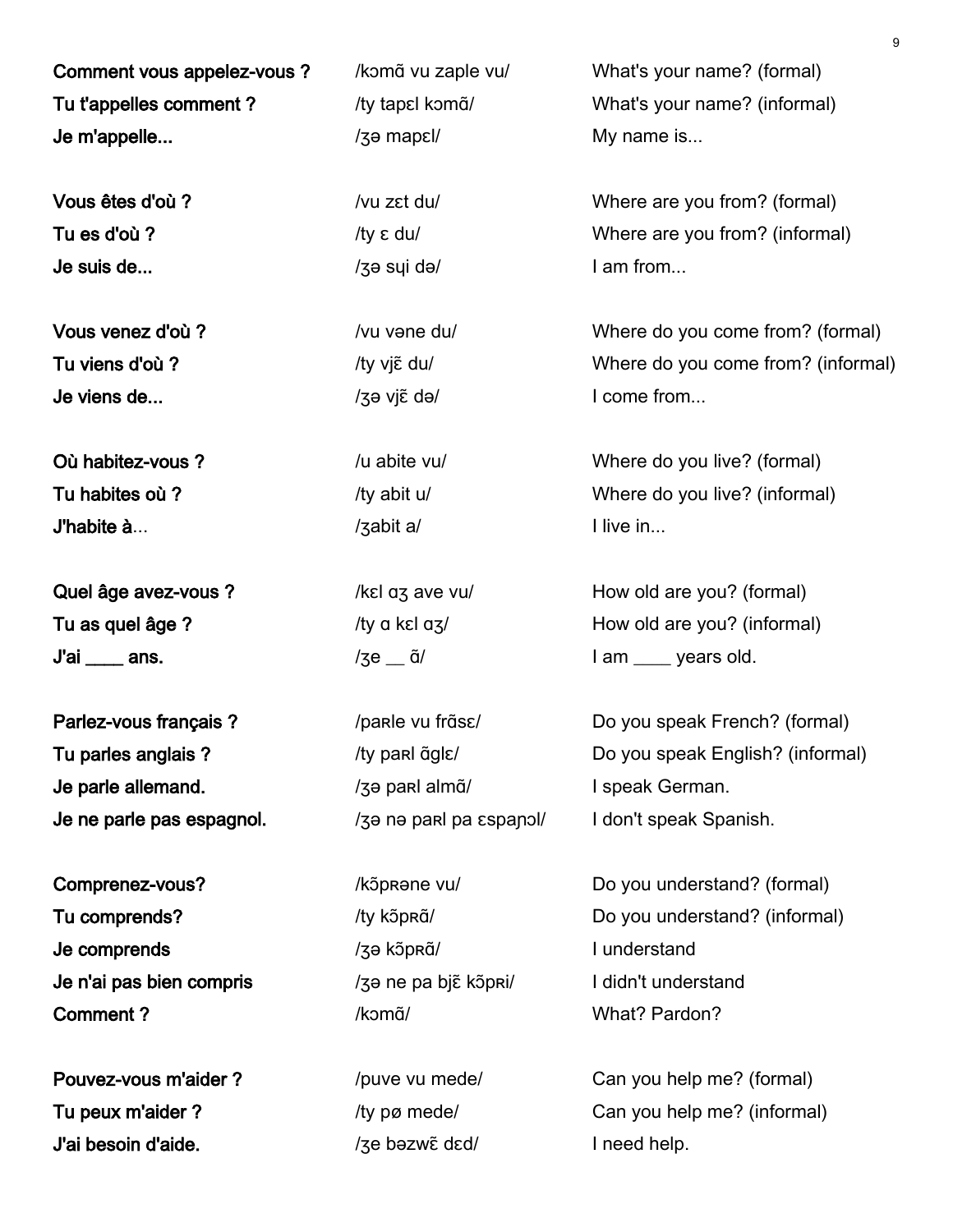| | | |
|---|---|---|
| **Comment vous appelez-vous ?** | /kɔmɑ̃ vu zaple vu/ | What's your name? (formal) |
| **Tu t'appelles comment ?** | /ty tapɛl kɔmɑ̃/ | What's your name? (informal) |
| **Je m'appelle...** | /ʒə mapɛl/ | My name is... |
| | | |
| **Vous êtes d'où ?** | /vu zɛt du/ | Where are you from? (formal) |
| **Tu es d'où ?** | /ty ɛ du/ | Where are you from? (informal) |
| **Je suis de...** | /ʒə sɥi də/ | I am from... |
| | | |
| **Vous venez d'où ?** | /vu vəne du/ | Where do you come from? (formal) |
| **Tu viens d'où ?** | /ty vjɛ̃ du/ | Where do you come from? (informal) |
| **Je viens de...** | /ʒə vjɛ̃ də/ | I come from... |
| | | |
| **Où habitez-vous ?** | /u abite vu/ | Where do you live? (formal) |
| **Tu habites où ?** | /ty abit u/ | Where do you live? (informal) |
| **J'habite à**... | /ʒabit a/ | I live in... |
| | | |
| **Quel âge avez-vous ?** | /kɛl ɑʒ ave vu/ | How old are you? (formal) |
| **Tu as quel âge ?** | /ty ɑ kɛl ɑʒ/ | How old are you? (informal) |
| **J'ai ____ ans.** | /ʒe __ ɑ̃/ | I am ____ years old. |
| | | |
| **Parlez-vous français ?** | /paʀle vu frɑ̃sɛ/ | Do you speak French? (formal) |
| **Tu parles anglais ?** | /ty paʀl ɑ̃glɛ/ | Do you speak English? (informal) |
| **Je parle allemand.** | /ʒə paʀl almɑ̃/ | I speak German. |
| **Je ne parle pas espagnol.** | /ʒə nə paʀl pa ɛspaɲɔl/ | I don't speak Spanish. |
| | | |
| **Comprenez-vous?** | /kɔ̃pʀəne vu/ | Do you understand? (formal) |
| **Tu comprends?** | /ty kɔ̃pʀɑ̃/ | Do you understand? (informal) |
| **Je comprends** | /ʒə kɔ̃pʀɑ̃/ | I understand |
| **Je n'ai pas bien compris** | /ʒə ne pa bjɛ̃ kɔ̃pʀi/ | I didn't understand |
| **Comment ?** | /kɔmɑ̃/ | What? Pardon? |
| | | |
| **Pouvez-vous m'aider ?** | /puve vu mede/ | Can you help me? (formal) |
| **Tu peux m'aider ?** | /ty pø mede/ | Can you help me? (informal) |
| **J'ai besoin d'aide.** | /ʒe bəzwɛ̃ dɛd/ | I need help. |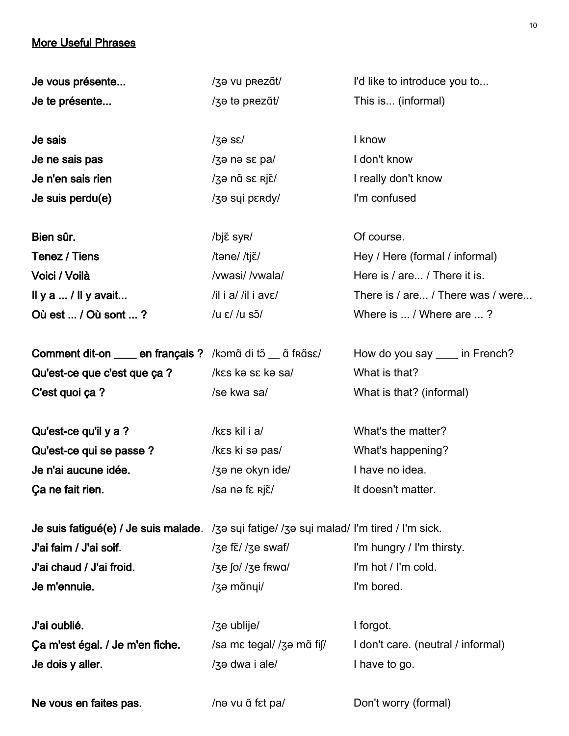<u>More Useful Phrases</u>

| | | |
|---|---|---|
| **Je vous présente...** | /ʒə vu pʀezɑ̃t/ | I'd like to introduce you to... |
| **Je te présente...** | /ʒə tə pʀezɑ̃t/ | This is... (informal) |
| | | |
| **Je sais** | /ʒə sɛ/ | I know |
| **Je ne sais pas** | /ʒə nə sɛ pa/ | I don't know |
| **Je n'en sais rien** | /ʒə nɑ̃ sɛ ʀjɛ̃/ | I really don't know |
| **Je suis perdu(e)** | /ʒə sɥi pɛʀdy/ | I'm confused |
| | | |
| **Bien sûr.** | /bjɛ̃ syʀ/ | Of course. |
| **Tenez / Tiens** | /təne/ /tjɛ̃/ | Hey / Here (formal / informal) |
| **Voici / Voilà** | /vwasi/ /vwala/ | Here is / are... / There it is. |
| **Il y a ... / Il y avait...** | /il i a/ /il i avɛ/ | There is / are... / There was / were... |
| **Où est ... / Où sont ... ?** | /u ɛ/ /u sɔ̃/ | Where is ... / Where are ... ? |
| | | |
| **Comment dit-on ____ en français ?** | /kɔmɑ̃ di tɔ̃ __ ɑ̃ fʀɑ̃sɛ/ | How do you say ____ in French? |
| **Qu'est-ce que c'est que ça ?** | /kɛs kə sɛ kə sa/ | What is that? |
| **C'est quoi ça ?** | /se kwa sa/ | What is that? (informal) |
| | | |
| **Qu'est-ce qu'il y a ?** | /kɛs kil i a/ | What's the matter? |
| **Qu'est-ce qui se passe ?** | /kɛs ki sə pas/ | What's happening? |
| **Je n'ai aucune idée.** | /ʒə ne okyn ide/ | I have no idea. |
| **Ça ne fait rien.** | /sa nə fɛ ʀjɛ̃/ | It doesn't matter. |
| | | |
| **Je suis fatigué(e) / Je suis malade**. | /ʒə sɥi fatige/ /ʒə sɥi malad/ | I'm tired / I'm sick. |
| **J'ai faim / J'ai soif**. | /ʒe fɛ̃/ /ʒe swaf/ | I'm hungry / I'm thirsty. |
| **J'ai chaud / J'ai froid.** | /ʒe ʃo/ /ʒe fʀwɑ/ | I'm hot / I'm cold. |
| **Je m'ennuie.** | /ʒə mɑ̃nɥi/ | I'm bored. |
| | | |
| **J'ai oublié.** | /ʒe ublije/ | I forgot. |
| **Ça m'est égal. / Je m'en fiche.** | /sa mɛ tegal/ /ʒə mɑ̃ fiʃ/ | I don't care. (neutral / informal) |
| **Je dois y aller.** | /ʒə dwa i ale/ | I have to go. |
| | | |
| **Ne vous en faites pas.** | /nə vu ɑ̃ fɛt pa/ | Don't worry (formal) |